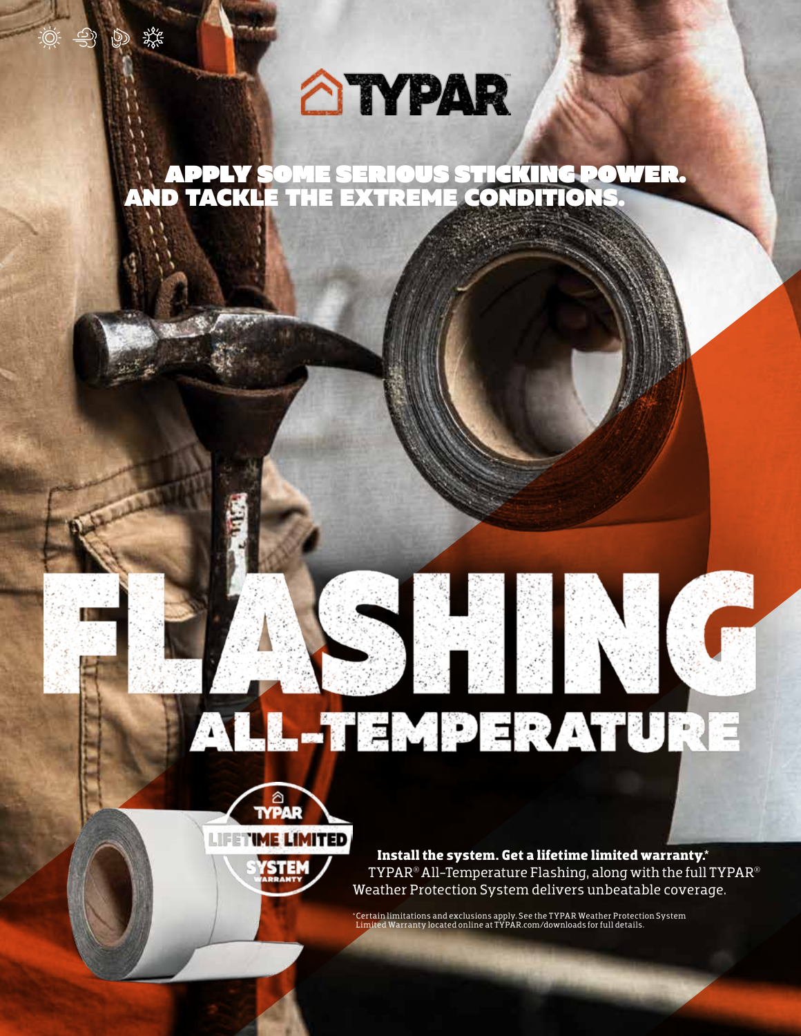# TYPAR

## APPLY SOME SERIOUS STICKING POWER. AND TACKLE THE EXTREME CONDITIONS.

# FLASHING

## ALL-TEMPERATURE

TYPAR LIFETIME LIMITED SYSTEM WARRANTY

**Install the system. Get a lifetime limited warranty.***
TYPAR® All-Temperature Flashing, along with the full TYPAR® Weather Protection System delivers unbeatable coverage.

*Certain limitations and exclusions apply. See the TYPAR Weather Protection System Limited Warranty located online at TYPAR.com/downloads for full details.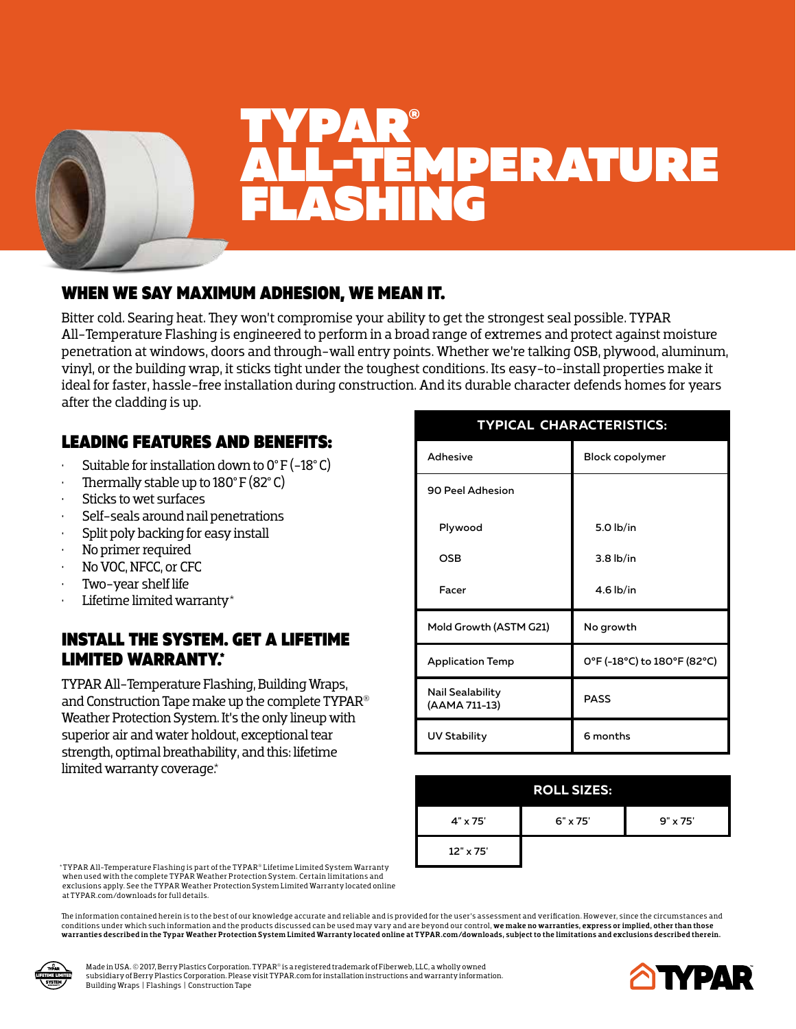# TYPAR® ALL-TEMPERATURE FLASHING

## WHEN WE SAY MAXIMUM ADHESION, WE MEAN IT.

Bitter cold. Searing heat. They won't compromise your ability to get the strongest seal possible. TYPAR All-Temperature Flashing is engineered to perform in a broad range of extremes and protect against moisture penetration at windows, doors and through-wall entry points. Whether we're talking OSB, plywood, aluminum, vinyl, or the building wrap, it sticks tight under the toughest conditions. Its easy-to-install properties make it ideal for faster, hassle-free installation during construction. And its durable character defends homes for years after the cladding is up.

## LEADING FEATURES AND BENEFITS:

- Suitable for installation down to 0° F (-18° C)
- Thermally stable up to 180° F (82° C)
- Sticks to wet surfaces
- Self-seals around nail penetrations
- Split poly backing for easy install
- No primer required
- No VOC, NFCC, or CFC
- Two-year shelf life
- Lifetime limited warranty*

## INSTALL THE SYSTEM. GET A LIFETIME LIMITED WARRANTY.*

TYPAR All-Temperature Flashing, Building Wraps, and Construction Tape make up the complete TYPAR® Weather Protection System. It's the only lineup with superior air and water holdout, exceptional tear strength, optimal breathability, and this: lifetime limited warranty coverage.*

| TYPICAL CHARACTERISTICS: | |
|---|---|
| Adhesive | Block copolymer |
| 90 Peel Adhesion | |
| Plywood | 5.0 lb/in |
| OSB | 3.8 lb/in |
| Facer | 4.6 lb/in |
| Mold Growth (ASTM G21) | No growth |
| Application Temp | 0°F (-18°C) to 180°F (82°C) |
| Nail Sealability (AAMA 711-13) | PASS |
| UV Stability | 6 months |

| ROLL SIZES: | | |
|---|---|---|
| 4" x 75' | 6" x 75' | 9" x 75' |
| 12" x 75' | | |

*TYPAR All-Temperature Flashing is part of the TYPAR® Lifetime Limited System Warranty when used with the complete TYPAR Weather Protection System. Certain limitations and exclusions apply. See the TYPAR Weather Protection System Limited Warranty located online at TYPAR.com/downloads for full details.

The information contained herein is to the best of our knowledge accurate and reliable and is provided for the user's assessment and verification. However, since the circumstances and conditions under which such information and the products discussed can be used may vary and are beyond our control, **we make no warranties, express or implied, other than those warranties described in the Typar Weather Protection System Limited Warranty located online at TYPAR.com/downloads, subject to the limitations and exclusions described therein.**

Made in USA. © 2017, Berry Plastics Corporation. TYPAR® is a registered trademark of Fiberweb, LLC, a wholly owned subsidiary of Berry Plastics Corporation. Please visit TYPAR.com for installation instructions and warranty information.
Building Wraps | Flashings | Construction Tape

TYPAR